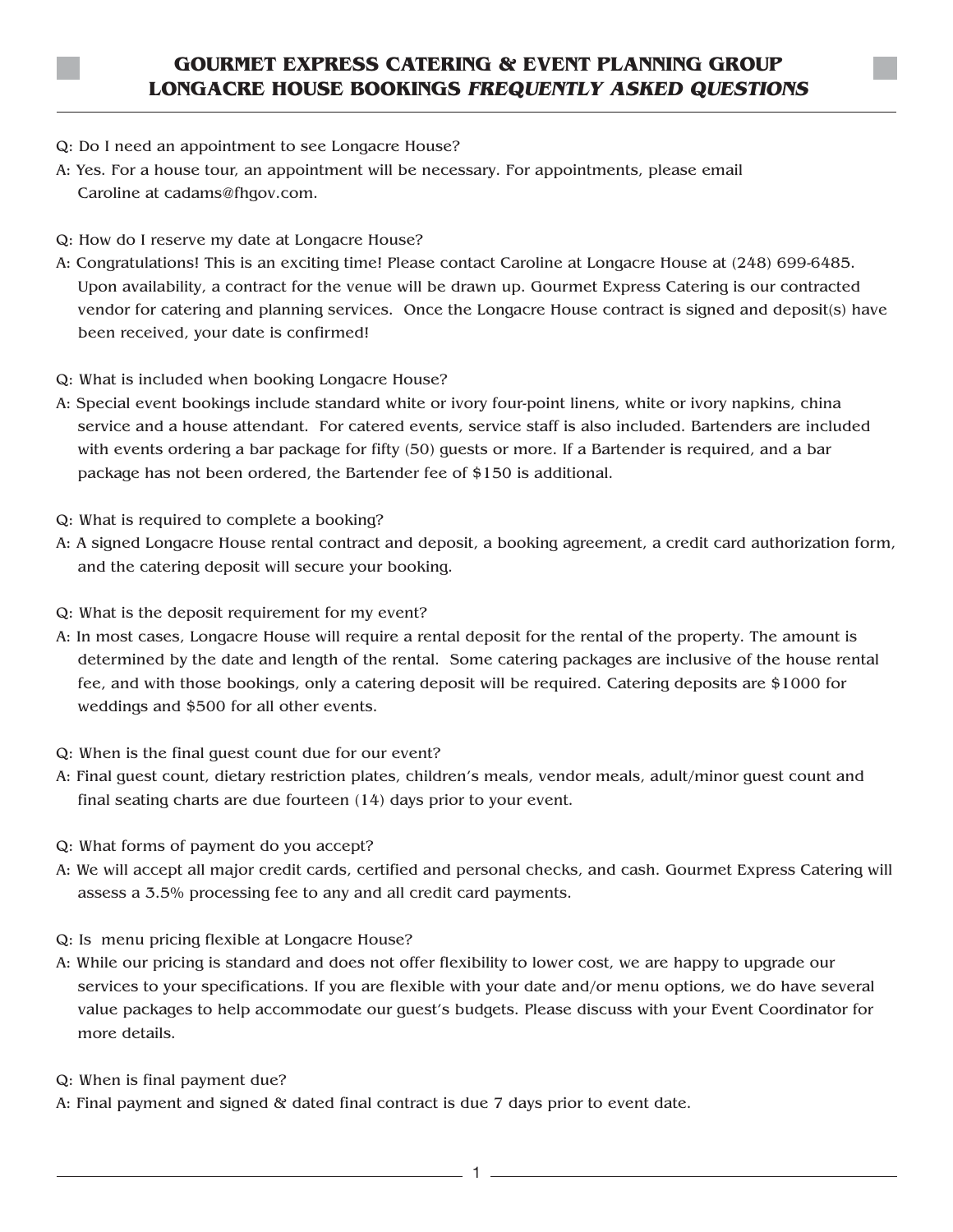# GOURMET EXPRESS CATERING & EVENT PLANNING GROUP
# LONGACRE HOUSE BOOKINGS *FREQUENTLY ASKED QUESTIONS*

Q: Do I need an appointment to see Longacre House?

A: Yes. For a house tour, an appointment will be necessary. For appointments, please email Caroline at cadams@fhgov.com.

Q: How do I reserve my date at Longacre House?

A: Congratulations! This is an exciting time! Please contact Caroline at Longacre House at (248) 699-6485. Upon availability, a contract for the venue will be drawn up. Gourmet Express Catering is our contracted vendor for catering and planning services. Once the Longacre House contract is signed and deposit(s) have been received, your date is confirmed!

Q: What is included when booking Longacre House?

A: Special event bookings include standard white or ivory four-point linens, white or ivory napkins, china service and a house attendant. For catered events, service staff is also included. Bartenders are included with events ordering a bar package for fifty (50) guests or more. If a Bartender is required, and a bar package has not been ordered, the Bartender fee of $150 is additional.

Q: What is required to complete a booking?

A: A signed Longacre House rental contract and deposit, a booking agreement, a credit card authorization form, and the catering deposit will secure your booking.

Q: What is the deposit requirement for my event?

A: In most cases, Longacre House will require a rental deposit for the rental of the property. The amount is determined by the date and length of the rental. Some catering packages are inclusive of the house rental fee, and with those bookings, only a catering deposit will be required. Catering deposits are $1000 for weddings and $500 for all other events.

Q: When is the final guest count due for our event?

A: Final guest count, dietary restriction plates, children's meals, vendor meals, adult/minor guest count and final seating charts are due fourteen (14) days prior to your event.

Q: What forms of payment do you accept?

A: We will accept all major credit cards, certified and personal checks, and cash. Gourmet Express Catering will assess a 3.5% processing fee to any and all credit card payments.

Q: Is menu pricing flexible at Longacre House?

A: While our pricing is standard and does not offer flexibility to lower cost, we are happy to upgrade our services to your specifications. If you are flexible with your date and/or menu options, we do have several value packages to help accommodate our guest's budgets. Please discuss with your Event Coordinator for more details.

Q: When is final payment due?

A: Final payment and signed & dated final contract is due 7 days prior to event date.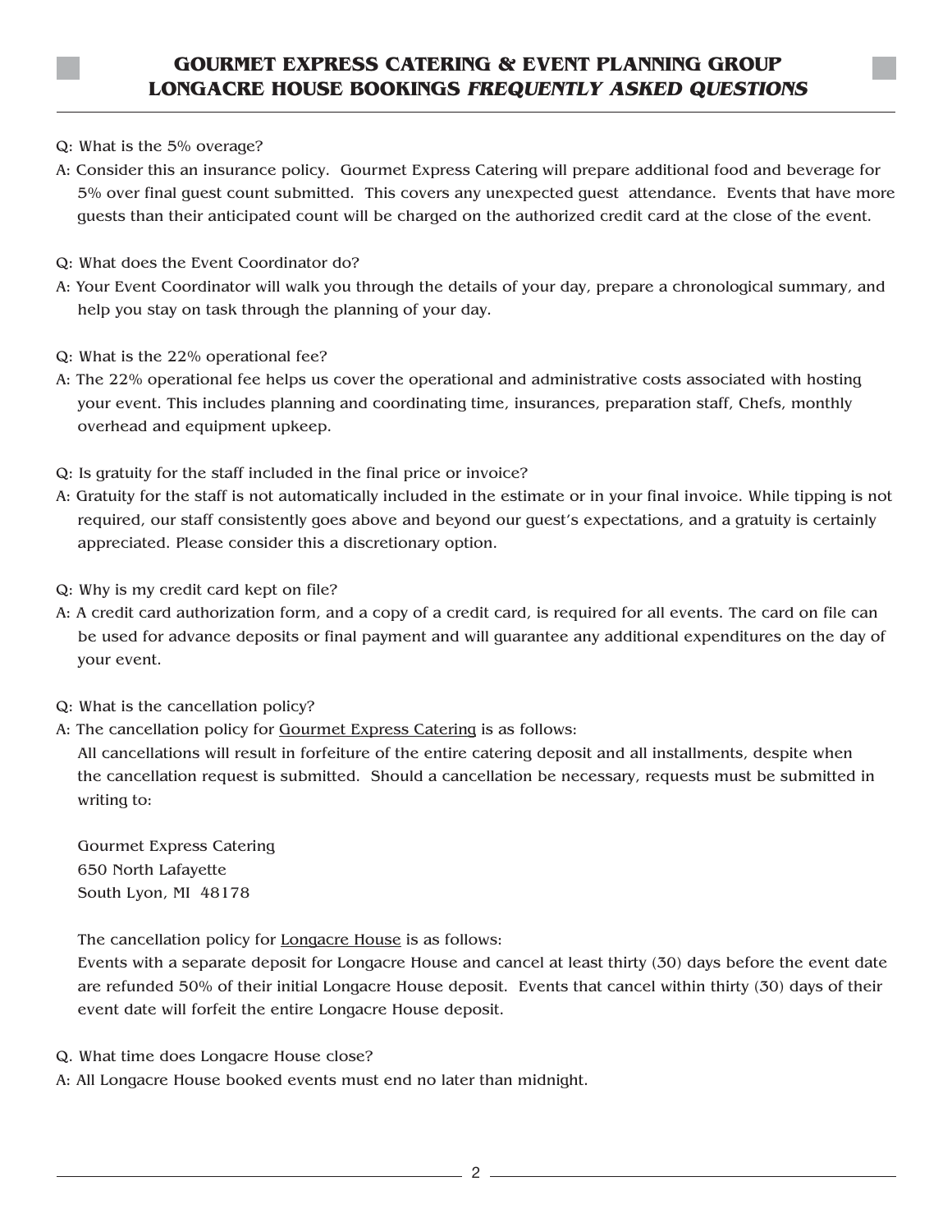# GOURMET EXPRESS CATERING & EVENT PLANNING GROUP
# LONGACRE HOUSE BOOKINGS *FREQUENTLY ASKED QUESTIONS*

Q: What is the 5% overage?

A: Consider this an insurance policy. Gourmet Express Catering will prepare additional food and beverage for 5% over final guest count submitted. This covers any unexpected guest attendance. Events that have more guests than their anticipated count will be charged on the authorized credit card at the close of the event.

Q: What does the Event Coordinator do?

A: Your Event Coordinator will walk you through the details of your day, prepare a chronological summary, and help you stay on task through the planning of your day.

Q: What is the 22% operational fee?

A: The 22% operational fee helps us cover the operational and administrative costs associated with hosting your event. This includes planning and coordinating time, insurances, preparation staff, Chefs, monthly overhead and equipment upkeep.

Q: Is gratuity for the staff included in the final price or invoice?

A: Gratuity for the staff is not automatically included in the estimate or in your final invoice. While tipping is not required, our staff consistently goes above and beyond our guest's expectations, and a gratuity is certainly appreciated. Please consider this a discretionary option.

Q: Why is my credit card kept on file?

A: A credit card authorization form, and a copy of a credit card, is required for all events. The card on file can be used for advance deposits or final payment and will guarantee any additional expenditures on the day of your event.

Q: What is the cancellation policy?

A: The cancellation policy for <u>Gourmet Express Catering</u> is as follows:

All cancellations will result in forfeiture of the entire catering deposit and all installments, despite when the cancellation request is submitted. Should a cancellation be necessary, requests must be submitted in writing to:

Gourmet Express Catering
650 North Lafayette
South Lyon, MI 48178

The cancellation policy for <u>Longacre House</u> is as follows:

Events with a separate deposit for Longacre House and cancel at least thirty (30) days before the event date are refunded 50% of their initial Longacre House deposit. Events that cancel within thirty (30) days of their event date will forfeit the entire Longacre House deposit.

Q. What time does Longacre House close?

A: All Longacre House booked events must end no later than midnight.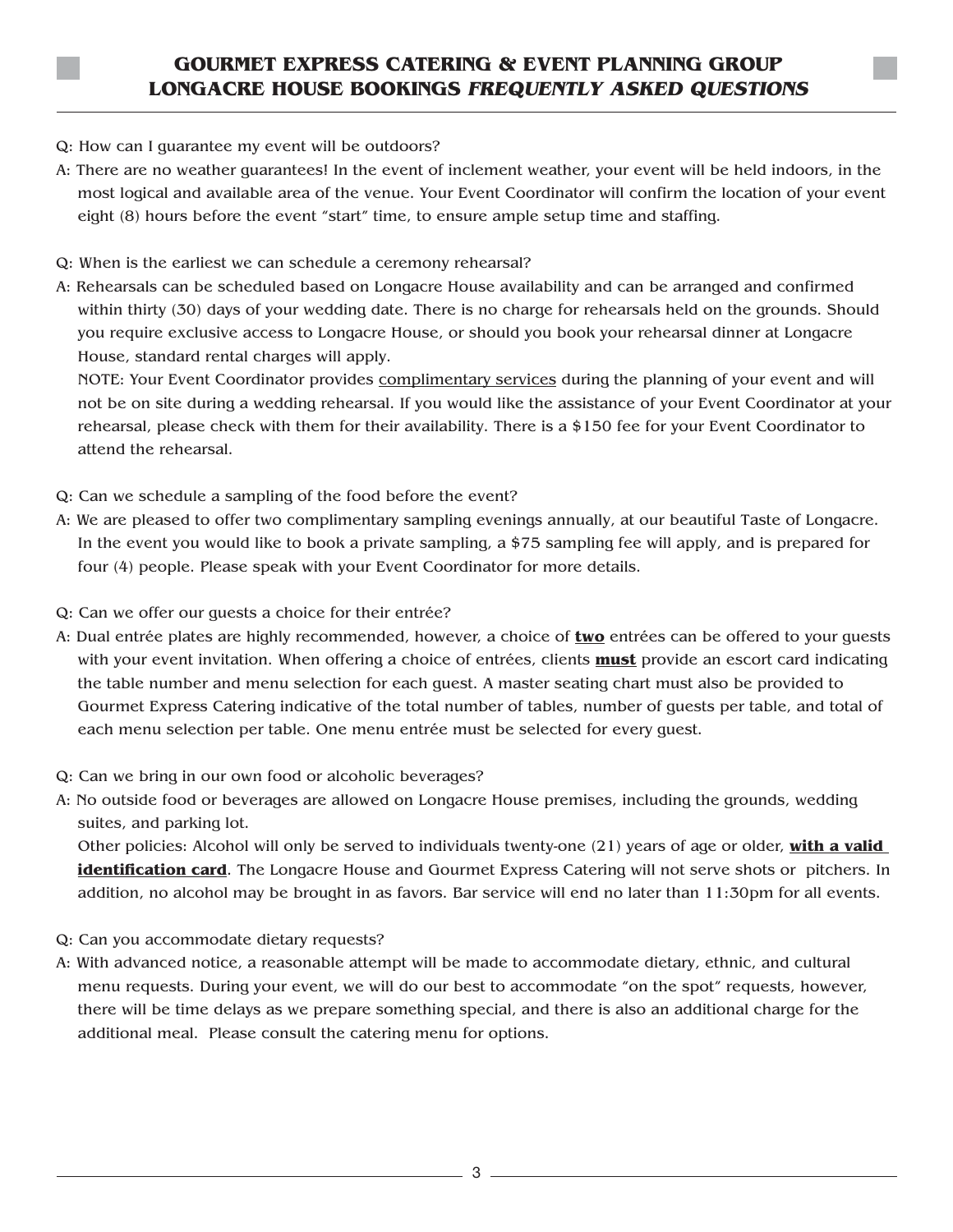# GOURMET EXPRESS CATERING & EVENT PLANNING GROUP LONGACRE HOUSE BOOKINGS *FREQUENTLY ASKED QUESTIONS*

Q: How can I guarantee my event will be outdoors?

A: There are no weather guarantees! In the event of inclement weather, your event will be held indoors, in the most logical and available area of the venue. Your Event Coordinator will confirm the location of your event eight (8) hours before the event "start" time, to ensure ample setup time and staffing.

Q: When is the earliest we can schedule a ceremony rehearsal?

A: Rehearsals can be scheduled based on Longacre House availability and can be arranged and confirmed within thirty (30) days of your wedding date. There is no charge for rehearsals held on the grounds. Should you require exclusive access to Longacre House, or should you book your rehearsal dinner at Longacre House, standard rental charges will apply.

NOTE: Your Event Coordinator provides <u>complimentary services</u> during the planning of your event and will not be on site during a wedding rehearsal. If you would like the assistance of your Event Coordinator at your rehearsal, please check with them for their availability. There is a $150 fee for your Event Coordinator to attend the rehearsal.

Q: Can we schedule a sampling of the food before the event?

A: We are pleased to offer two complimentary sampling evenings annually, at our beautiful Taste of Longacre. In the event you would like to book a private sampling, a $75 sampling fee will apply, and is prepared for four (4) people. Please speak with your Event Coordinator for more details.

Q: Can we offer our guests a choice for their entrée?

A: Dual entrée plates are highly recommended, however, a choice of <u>**two**</u> entrées can be offered to your guests with your event invitation. When offering a choice of entrées, clients <u>**must**</u> provide an escort card indicating the table number and menu selection for each guest. A master seating chart must also be provided to Gourmet Express Catering indicative of the total number of tables, number of guests per table, and total of each menu selection per table. One menu entrée must be selected for every guest.

Q: Can we bring in our own food or alcoholic beverages?

A: No outside food or beverages are allowed on Longacre House premises, including the grounds, wedding suites, and parking lot.

Other policies: Alcohol will only be served to individuals twenty-one (21) years of age or older, <u>**with a valid identification card**</u>. The Longacre House and Gourmet Express Catering will not serve shots or pitchers. In addition, no alcohol may be brought in as favors. Bar service will end no later than 11:30pm for all events.

Q: Can you accommodate dietary requests?

A: With advanced notice, a reasonable attempt will be made to accommodate dietary, ethnic, and cultural menu requests. During your event, we will do our best to accommodate "on the spot" requests, however, there will be time delays as we prepare something special, and there is also an additional charge for the additional meal. Please consult the catering menu for options.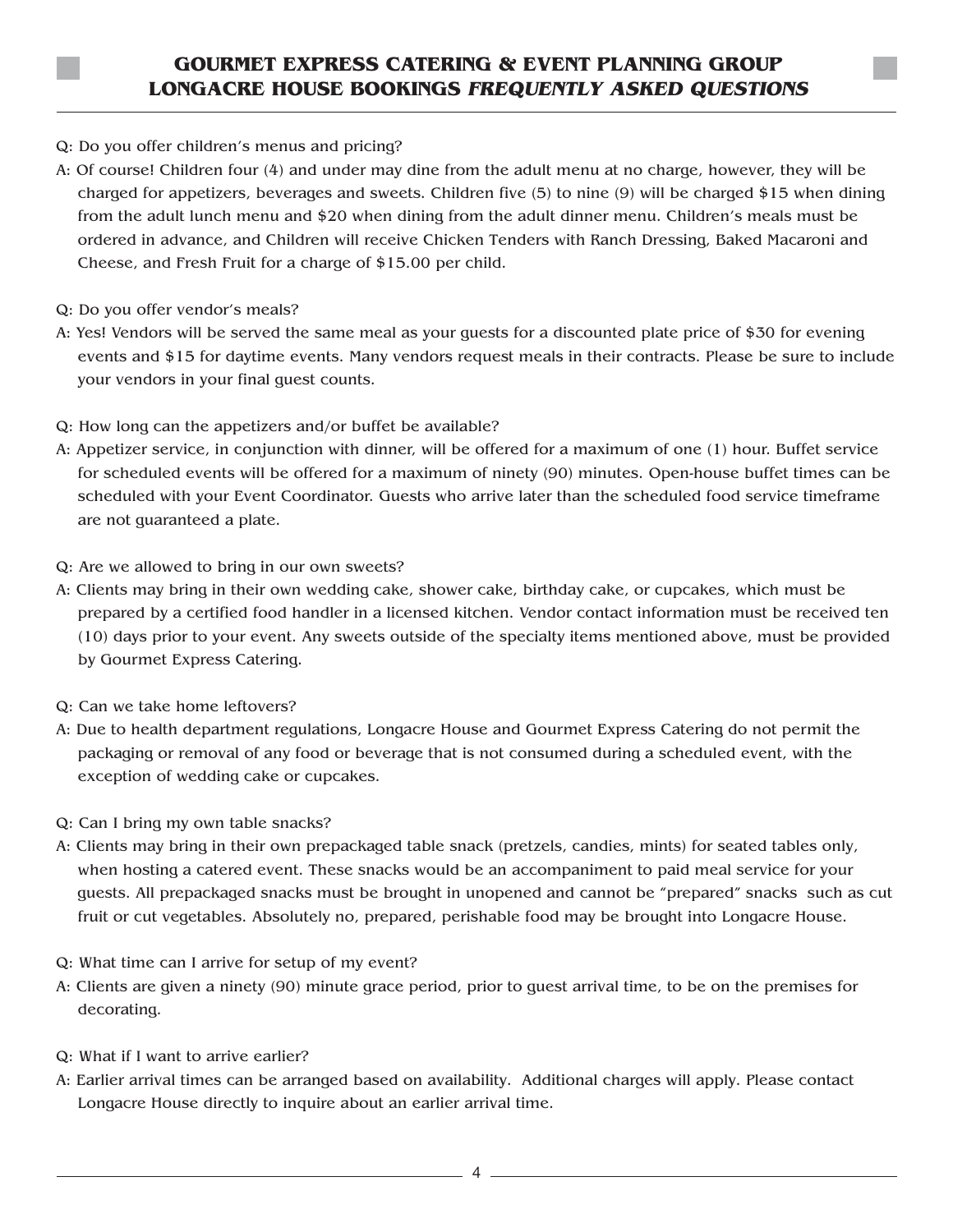# GOURMET EXPRESS CATERING & EVENT PLANNING GROUP LONGACRE HOUSE BOOKINGS *FREQUENTLY ASKED QUESTIONS*

Q: Do you offer children's menus and pricing?

A: Of course! Children four (4) and under may dine from the adult menu at no charge, however, they will be charged for appetizers, beverages and sweets. Children five (5) to nine (9) will be charged $15 when dining from the adult lunch menu and $20 when dining from the adult dinner menu. Children's meals must be ordered in advance, and Children will receive Chicken Tenders with Ranch Dressing, Baked Macaroni and Cheese, and Fresh Fruit for a charge of $15.00 per child.

Q: Do you offer vendor's meals?

A: Yes! Vendors will be served the same meal as your guests for a discounted plate price of $30 for evening events and $15 for daytime events. Many vendors request meals in their contracts. Please be sure to include your vendors in your final guest counts.

Q: How long can the appetizers and/or buffet be available?

A: Appetizer service, in conjunction with dinner, will be offered for a maximum of one (1) hour. Buffet service for scheduled events will be offered for a maximum of ninety (90) minutes. Open-house buffet times can be scheduled with your Event Coordinator. Guests who arrive later than the scheduled food service timeframe are not guaranteed a plate.

Q: Are we allowed to bring in our own sweets?

A: Clients may bring in their own wedding cake, shower cake, birthday cake, or cupcakes, which must be prepared by a certified food handler in a licensed kitchen. Vendor contact information must be received ten (10) days prior to your event. Any sweets outside of the specialty items mentioned above, must be provided by Gourmet Express Catering.

Q: Can we take home leftovers?

A: Due to health department regulations, Longacre House and Gourmet Express Catering do not permit the packaging or removal of any food or beverage that is not consumed during a scheduled event, with the exception of wedding cake or cupcakes.

Q: Can I bring my own table snacks?

A: Clients may bring in their own prepackaged table snack (pretzels, candies, mints) for seated tables only, when hosting a catered event. These snacks would be an accompaniment to paid meal service for your guests. All prepackaged snacks must be brought in unopened and cannot be "prepared" snacks such as cut fruit or cut vegetables. Absolutely no, prepared, perishable food may be brought into Longacre House.

Q: What time can I arrive for setup of my event?

A: Clients are given a ninety (90) minute grace period, prior to guest arrival time, to be on the premises for decorating.

Q: What if I want to arrive earlier?

A: Earlier arrival times can be arranged based on availability. Additional charges will apply. Please contact Longacre House directly to inquire about an earlier arrival time.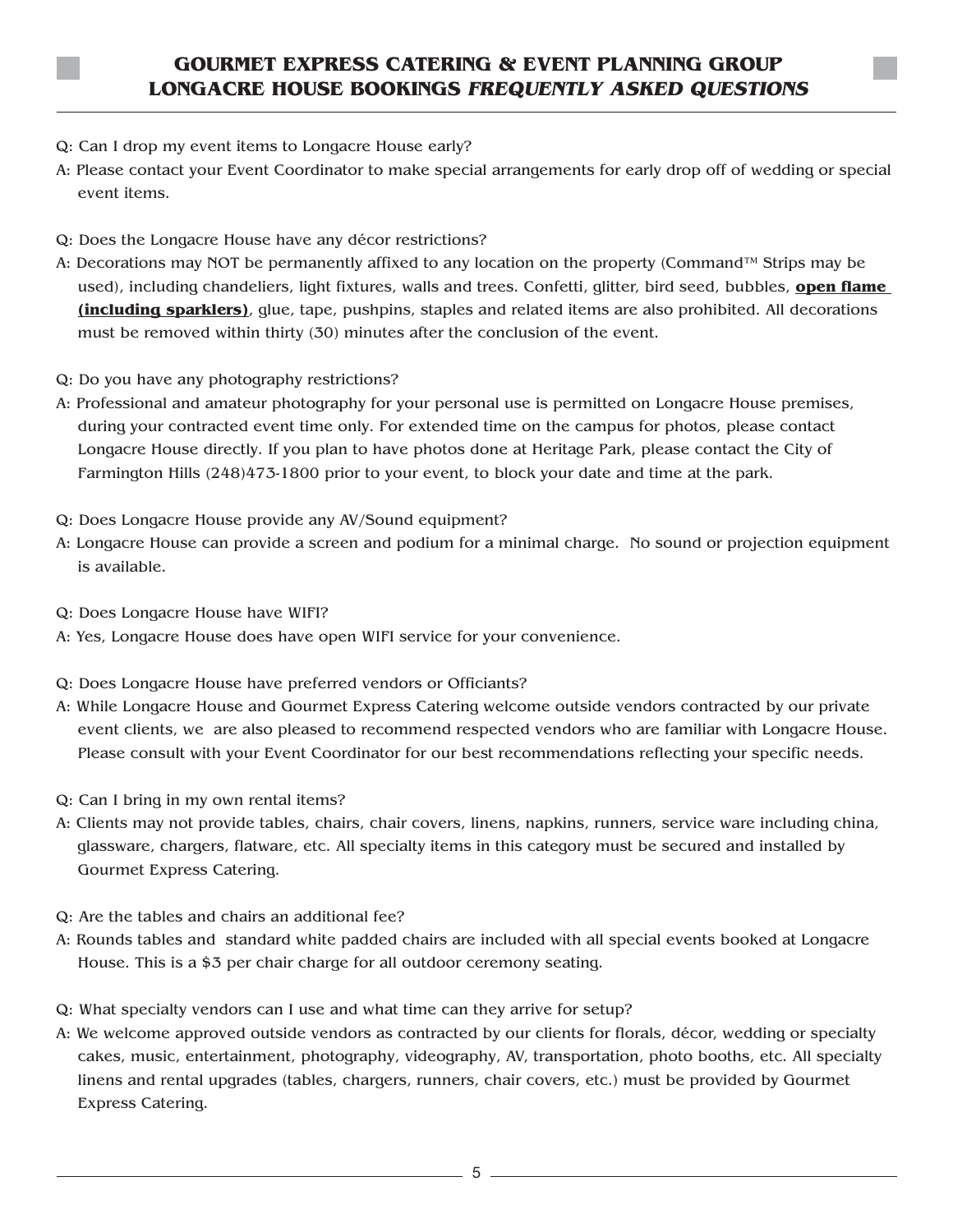# GOURMET EXPRESS CATERING & EVENT PLANNING GROUP
# LONGACRE HOUSE BOOKINGS *FREQUENTLY ASKED QUESTIONS*

Q: Can I drop my event items to Longacre House early?

A: Please contact your Event Coordinator to make special arrangements for early drop off of wedding or special event items.

Q: Does the Longacre House have any décor restrictions?

A: Decorations may NOT be permanently affixed to any location on the property (Command™ Strips may be used), including chandeliers, light fixtures, walls and trees. Confetti, glitter, bird seed, bubbles, **open flame (including sparklers)**, glue, tape, pushpins, staples and related items are also prohibited. All decorations must be removed within thirty (30) minutes after the conclusion of the event.

Q: Do you have any photography restrictions?

A: Professional and amateur photography for your personal use is permitted on Longacre House premises, during your contracted event time only. For extended time on the campus for photos, please contact Longacre House directly. If you plan to have photos done at Heritage Park, please contact the City of Farmington Hills (248)473-1800 prior to your event, to block your date and time at the park.

Q: Does Longacre House provide any AV/Sound equipment?

A: Longacre House can provide a screen and podium for a minimal charge. No sound or projection equipment is available.

Q: Does Longacre House have WIFI?

A: Yes, Longacre House does have open WIFI service for your convenience.

Q: Does Longacre House have preferred vendors or Officiants?

A: While Longacre House and Gourmet Express Catering welcome outside vendors contracted by our private event clients, we are also pleased to recommend respected vendors who are familiar with Longacre House. Please consult with your Event Coordinator for our best recommendations reflecting your specific needs.

Q: Can I bring in my own rental items?

A: Clients may not provide tables, chairs, chair covers, linens, napkins, runners, service ware including china, glassware, chargers, flatware, etc. All specialty items in this category must be secured and installed by Gourmet Express Catering.

Q: Are the tables and chairs an additional fee?

A: Rounds tables and standard white padded chairs are included with all special events booked at Longacre House. This is a $3 per chair charge for all outdoor ceremony seating.

Q: What specialty vendors can I use and what time can they arrive for setup?

A: We welcome approved outside vendors as contracted by our clients for florals, décor, wedding or specialty cakes, music, entertainment, photography, videography, AV, transportation, photo booths, etc. All specialty linens and rental upgrades (tables, chargers, runners, chair covers, etc.) must be provided by Gourmet Express Catering.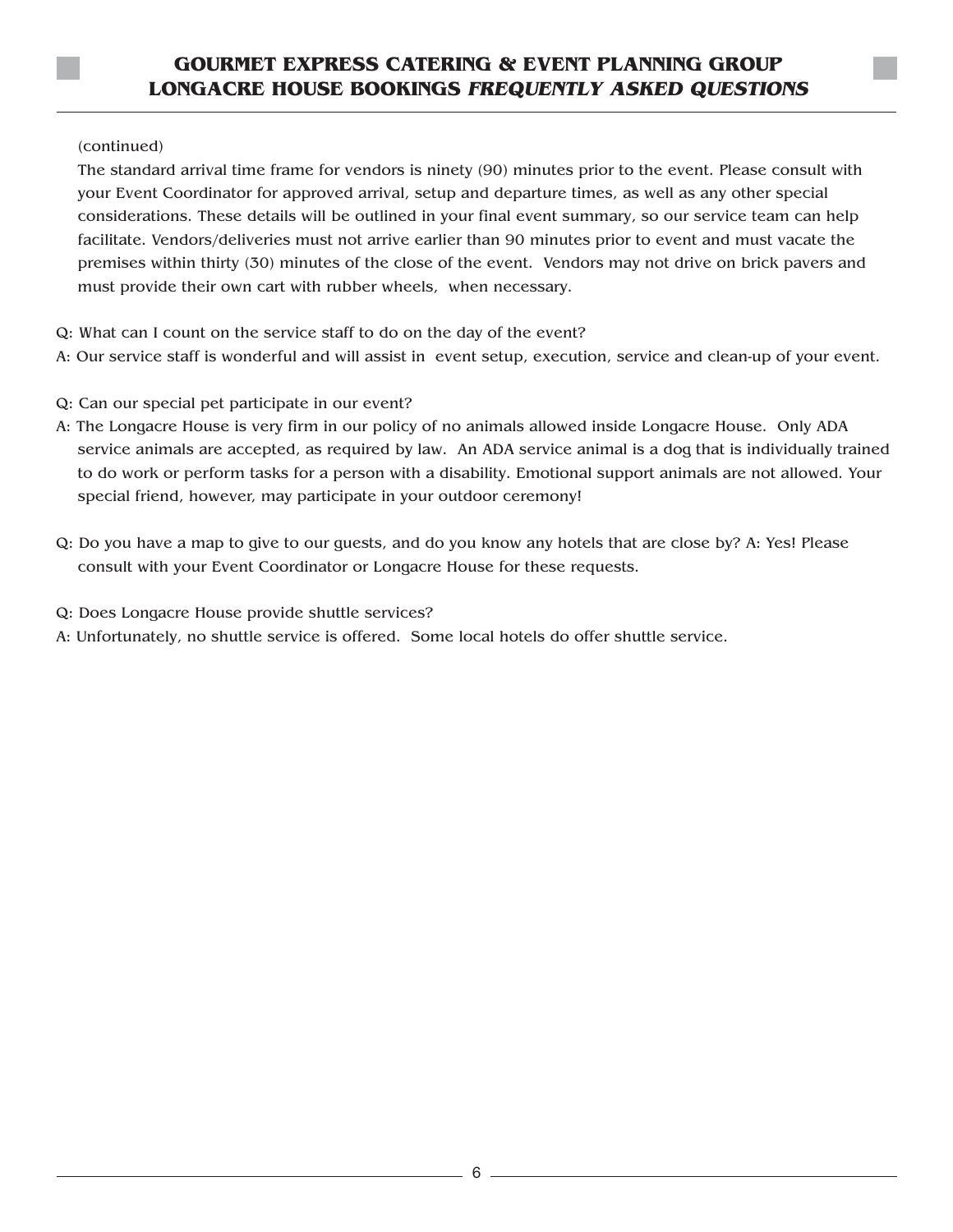(continued)

The standard arrival time frame for vendors is ninety (90) minutes prior to the event. Please consult with your Event Coordinator for approved arrival, setup and departure times, as well as any other special considerations. These details will be outlined in your final event summary, so our service team can help facilitate. Vendors/deliveries must not arrive earlier than 90 minutes prior to event and must vacate the premises within thirty (30) minutes of the close of the event. Vendors may not drive on brick pavers and must provide their own cart with rubber wheels, when necessary.

Q: What can I count on the service staff to do on the day of the event?

A: Our service staff is wonderful and will assist in event setup, execution, service and clean-up of your event.

Q: Can our special pet participate in our event?

A: The Longacre House is very firm in our policy of no animals allowed inside Longacre House. Only ADA service animals are accepted, as required by law. An ADA service animal is a dog that is individually trained to do work or perform tasks for a person with a disability. Emotional support animals are not allowed. Your special friend, however, may participate in your outdoor ceremony!

Q: Do you have a map to give to our guests, and do you know any hotels that are close by? A: Yes! Please consult with your Event Coordinator or Longacre House for these requests.

Q: Does Longacre House provide shuttle services?

A: Unfortunately, no shuttle service is offered. Some local hotels do offer shuttle service.